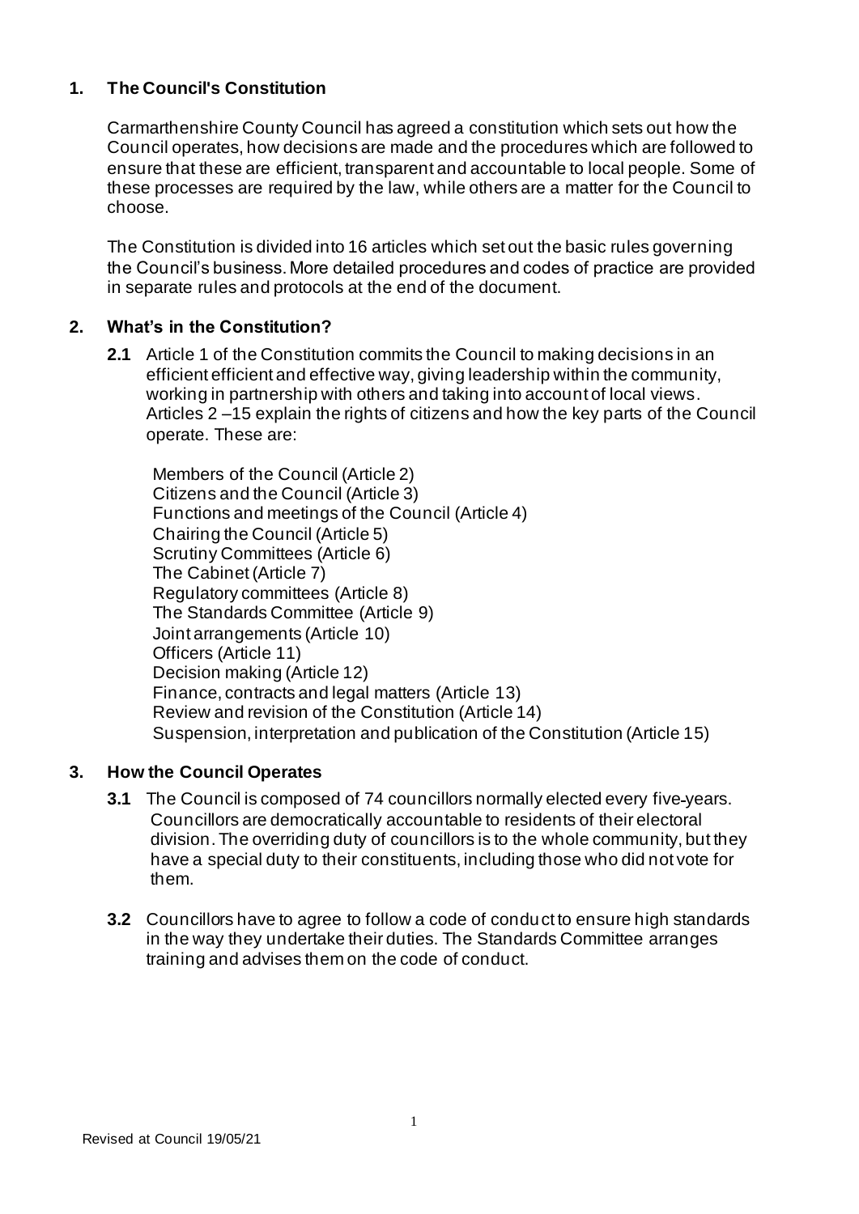## 1. The Council's Constitution

Carmarthenshire County Council has agreed a constitution which sets out how the Council operates, how decisions are made and the procedures which are followed to ensure that these are efficient, transparent and accountable to local people. Some of these processes are required by the law, while others are a matter for the Council to choose.

The Constitution is divided into 16 articles which set out the basic rules governing the Council's business. More detailed procedures and codes of practice are provided in separate rules and protocols at the end of the document.

## 2. What's in the Constitution?

**2.1** Article 1 of the Constitution commits the Council to making decisions in an efficient efficient and effective way, giving leadership within the community, working in partnership with others and taking into account of local views. Articles 2 –15 explain the rights of citizens and how the key parts of the Council operate. These are:

Members of the Council (Article 2)
Citizens and the Council (Article 3)
Functions and meetings of the Council (Article 4)
Chairing the Council (Article 5)
Scrutiny Committees (Article 6)
The Cabinet (Article 7)
Regulatory committees (Article 8)
The Standards Committee (Article 9)
Joint arrangements (Article 10)
Officers (Article 11)
Decision making (Article 12)
Finance, contracts and legal matters (Article 13)
Review and revision of the Constitution (Article 14)
Suspension, interpretation and publication of the Constitution (Article 15)

## 3. How the Council Operates

**3.1** The Council is composed of 74 councillors normally elected every five-years. Councillors are democratically accountable to residents of their electoral division. The overriding duty of councillors is to the whole community, but they have a special duty to their constituents, including those who did not vote for them.

**3.2** Councillors have to agree to follow a code of conduct to ensure high standards in the way they undertake their duties. The Standards Committee arranges training and advises them on the code of conduct.

Revised at Council 19/05/21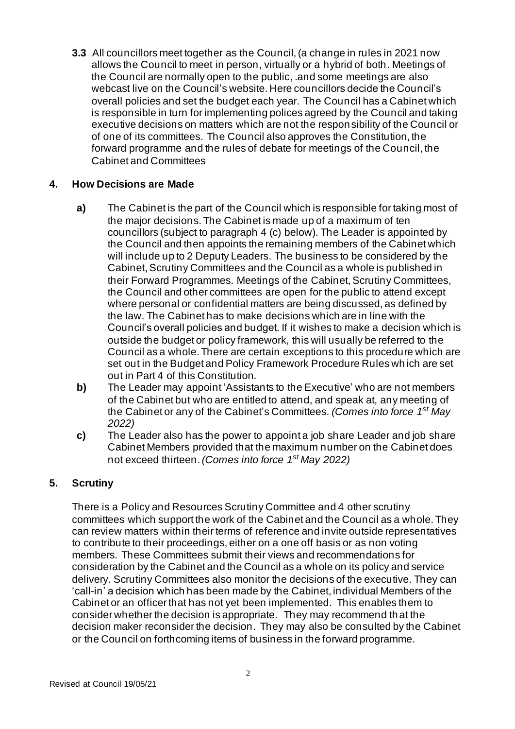**3.3** All councillors meet together as the Council, (a change in rules in 2021 now allows the Council to meet in person, virtually or a hybrid of both. Meetings of the Council are normally open to the public, .and some meetings are also webcast live on the Council's website. Here councillors decide the Council's overall policies and set the budget each year. The Council has a Cabinet which is responsible in turn for implementing polices agreed by the Council and taking executive decisions on matters which are not the responsibility of the Council or of one of its committees. The Council also approves the Constitution, the forward programme and the rules of debate for meetings of the Council, the Cabinet and Committees

## 4. How Decisions are Made

**a)** The Cabinet is the part of the Council which is responsible for taking most of the major decisions. The Cabinet is made up of a maximum of ten councillors (subject to paragraph 4 (c) below). The Leader is appointed by the Council and then appoints the remaining members of the Cabinet which will include up to 2 Deputy Leaders. The business to be considered by the Cabinet, Scrutiny Committees and the Council as a whole is published in their Forward Programmes. Meetings of the Cabinet, Scrutiny Committees, the Council and other committees are open for the public to attend except where personal or confidential matters are being discussed, as defined by the law. The Cabinet has to make decisions which are in line with the Council's overall policies and budget. If it wishes to make a decision which is outside the budget or policy framework, this will usually be referred to the Council as a whole. There are certain exceptions to this procedure which are set out in the Budget and Policy Framework Procedure Rules which are set out in Part 4 of this Constitution.

**b)** The Leader may appoint 'Assistants to the Executive' who are not members of the Cabinet but who are entitled to attend, and speak at, any meeting of the Cabinet or any of the Cabinet's Committees. *(Comes into force 1st May 2022)*

**c)** The Leader also has the power to appoint a job share Leader and job share Cabinet Members provided that the maximum number on the Cabinet does not exceed thirteen. *(Comes into force 1st May 2022)*

## 5. Scrutiny

There is a Policy and Resources Scrutiny Committee and 4 other scrutiny committees which support the work of the Cabinet and the Council as a whole. They can review matters within their terms of reference and invite outside representatives to contribute to their proceedings, either on a one off basis or as non voting members. These Committees submit their views and recommendations for consideration by the Cabinet and the Council as a whole on its policy and service delivery. Scrutiny Committees also monitor the decisions of the executive. They can 'call-in' a decision which has been made by the Cabinet, individual Members of the Cabinet or an officer that has not yet been implemented. This enables them to consider whether the decision is appropriate. They may recommend that the decision maker reconsider the decision. They may also be consulted by the Cabinet or the Council on forthcoming items of business in the forward programme.

Revised at Council 19/05/21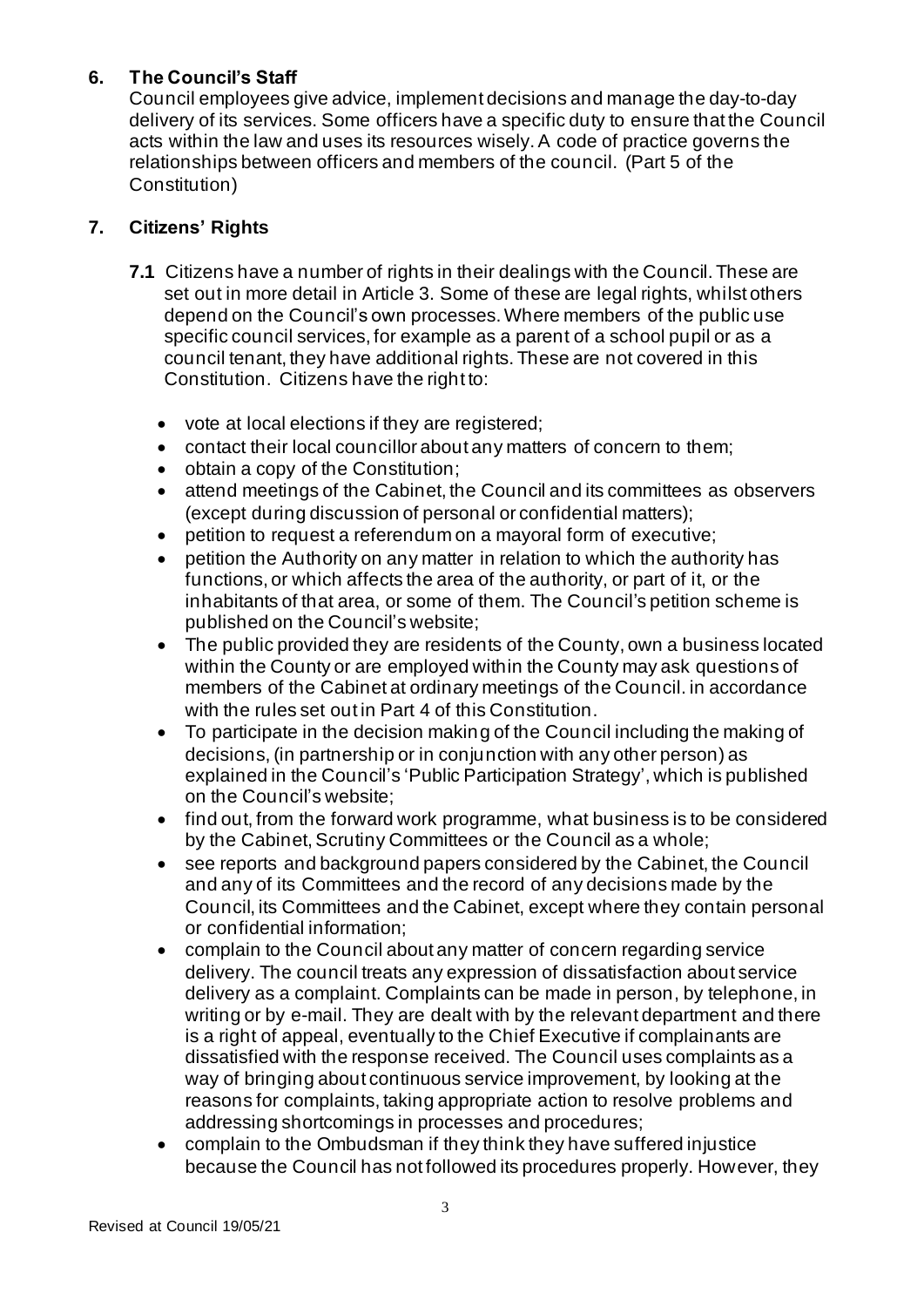## 6. The Council's Staff

Council employees give advice, implement decisions and manage the day-to-day delivery of its services. Some officers have a specific duty to ensure that the Council acts within the law and uses its resources wisely. A code of practice governs the relationships between officers and members of the council. (Part 5 of the Constitution)

## 7. Citizens' Rights

**7.1** Citizens have a number of rights in their dealings with the Council. These are set out in more detail in Article 3. Some of these are legal rights, whilst others depend on the Council's own processes. Where members of the public use specific council services, for example as a parent of a school pupil or as a council tenant, they have additional rights. These are not covered in this Constitution. Citizens have the right to:

- vote at local elections if they are registered;
- contact their local councillor about any matters of concern to them;
- obtain a copy of the Constitution;
- attend meetings of the Cabinet, the Council and its committees as observers (except during discussion of personal or confidential matters);
- petition to request a referendum on a mayoral form of executive;
- petition the Authority on any matter in relation to which the authority has functions, or which affects the area of the authority, or part of it, or the inhabitants of that area, or some of them. The Council's petition scheme is published on the Council's website;
- The public provided they are residents of the County, own a business located within the County or are employed within the County may ask questions of members of the Cabinet at ordinary meetings of the Council. in accordance with the rules set out in Part 4 of this Constitution.
- To participate in the decision making of the Council including the making of decisions, (in partnership or in conjunction with any other person) as explained in the Council's 'Public Participation Strategy', which is published on the Council's website;
- find out, from the forward work programme, what business is to be considered by the Cabinet, Scrutiny Committees or the Council as a whole;
- see reports and background papers considered by the Cabinet, the Council and any of its Committees and the record of any decisions made by the Council, its Committees and the Cabinet, except where they contain personal or confidential information;
- complain to the Council about any matter of concern regarding service delivery. The council treats any expression of dissatisfaction about service delivery as a complaint. Complaints can be made in person, by telephone, in writing or by e-mail. They are dealt with by the relevant department and there is a right of appeal, eventually to the Chief Executive if complainants are dissatisfied with the response received. The Council uses complaints as a way of bringing about continuous service improvement, by looking at the reasons for complaints, taking appropriate action to resolve problems and addressing shortcomings in processes and procedures;
- complain to the Ombudsman if they think they have suffered injustice because the Council has not followed its procedures properly. However, they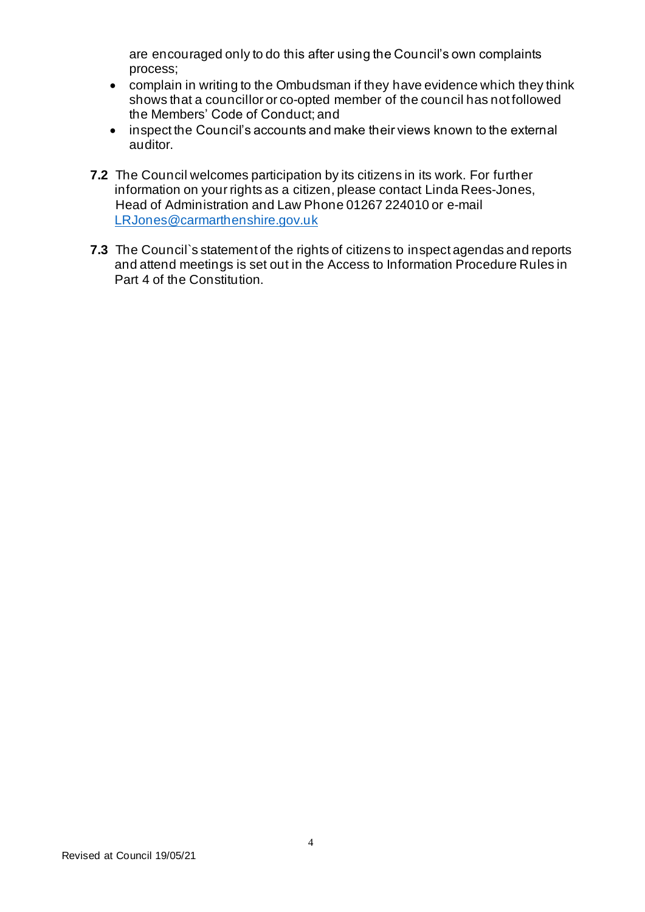are encouraged only to do this after using the Council's own complaints process;

- complain in writing to the Ombudsman if they have evidence which they think shows that a councillor or co-opted member of the council has not followed the Members' Code of Conduct; and
- inspect the Council's accounts and make their views known to the external auditor.

**7.2** The Council welcomes participation by its citizens in its work. For further information on your rights as a citizen, please contact Linda Rees-Jones, Head of Administration and Law Phone 01267 224010 or e-mail LRJones@carmarthenshire.gov.uk

**7.3** The Council`s statement of the rights of citizens to inspect agendas and reports and attend meetings is set out in the Access to Information Procedure Rules in Part 4 of the Constitution.